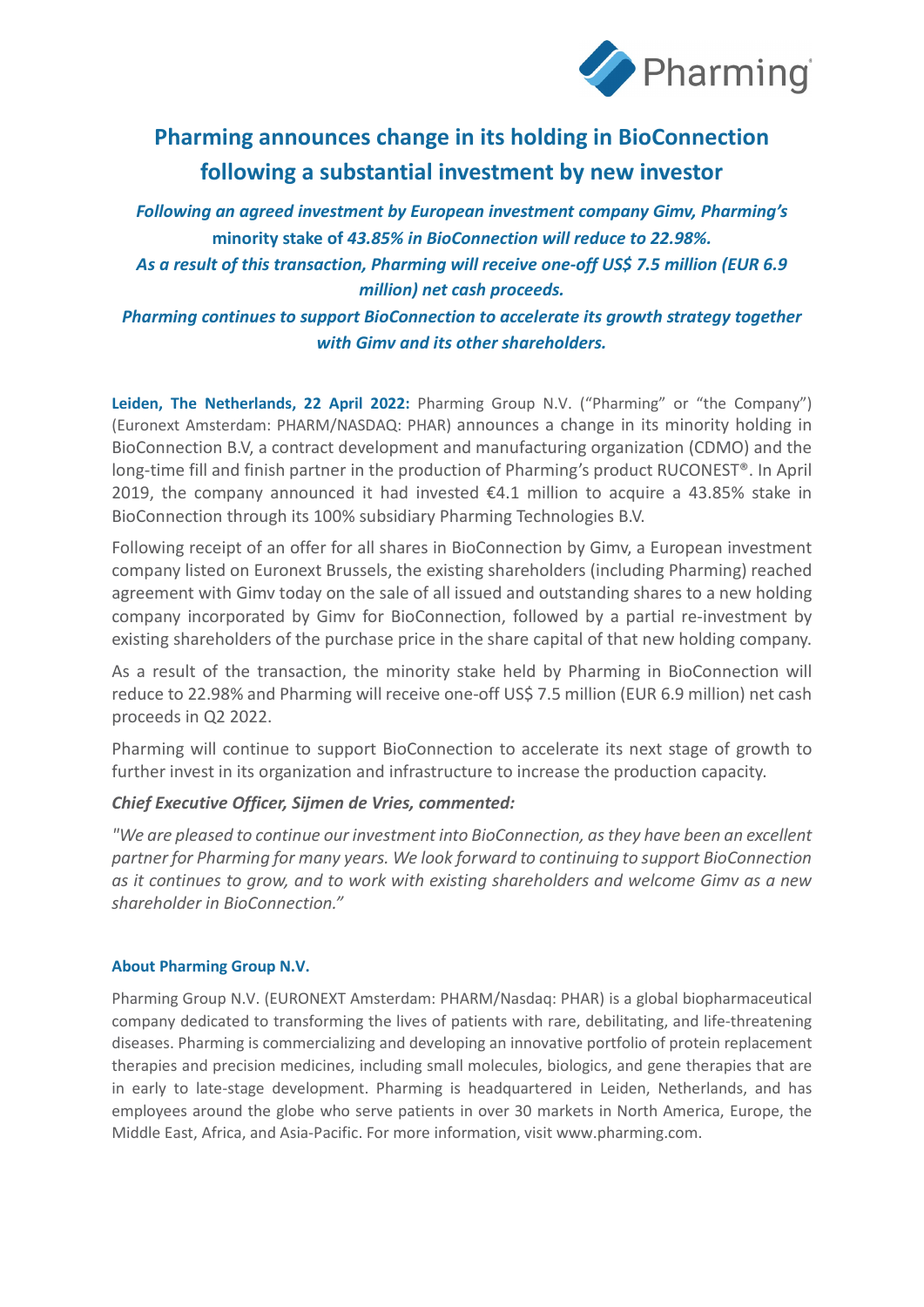# Pharming announces change in its holding in BioConnection following a substantial investment by new investor

***Following an agreed investment by European investment company Gimv, Pharming's* minority stake of *43.85% in BioConnection will reduce to 22.98%.***

***As a result of this transaction, Pharming will receive one-off US$ 7.5 million (EUR 6.9 million) net cash proceeds.***

***Pharming continues to support BioConnection to accelerate its growth strategy together with Gimv and its other shareholders.***

**Leiden, The Netherlands, 22 April 2022:** Pharming Group N.V. ("Pharming" or "the Company") (Euronext Amsterdam: PHARM/NASDAQ: PHAR) announces a change in its minority holding in BioConnection B.V, a contract development and manufacturing organization (CDMO) and the long-time fill and finish partner in the production of Pharming's product RUCONEST®. In April 2019, the company announced it had invested €4.1 million to acquire a 43.85% stake in BioConnection through its 100% subsidiary Pharming Technologies B.V.

Following receipt of an offer for all shares in BioConnection by Gimv, a European investment company listed on Euronext Brussels, the existing shareholders (including Pharming) reached agreement with Gimv today on the sale of all issued and outstanding shares to a new holding company incorporated by Gimv for BioConnection, followed by a partial re-investment by existing shareholders of the purchase price in the share capital of that new holding company.

As a result of the transaction, the minority stake held by Pharming in BioConnection will reduce to 22.98% and Pharming will receive one-off US$ 7.5 million (EUR 6.9 million) net cash proceeds in Q2 2022.

Pharming will continue to support BioConnection to accelerate its next stage of growth to further invest in its organization and infrastructure to increase the production capacity.

***Chief Executive Officer, Sijmen de Vries, commented:***

*"We are pleased to continue our investment into BioConnection, as they have been an excellent partner for Pharming for many years. We look forward to continuing to support BioConnection as it continues to grow, and to work with existing shareholders and welcome Gimv as a new shareholder in BioConnection."*

### About Pharming Group N.V.

Pharming Group N.V. (EURONEXT Amsterdam: PHARM/Nasdaq: PHAR) is a global biopharmaceutical company dedicated to transforming the lives of patients with rare, debilitating, and life-threatening diseases. Pharming is commercializing and developing an innovative portfolio of protein replacement therapies and precision medicines, including small molecules, biologics, and gene therapies that are in early to late-stage development. Pharming is headquartered in Leiden, Netherlands, and has employees around the globe who serve patients in over 30 markets in North America, Europe, the Middle East, Africa, and Asia-Pacific. For more information, visit www.pharming.com.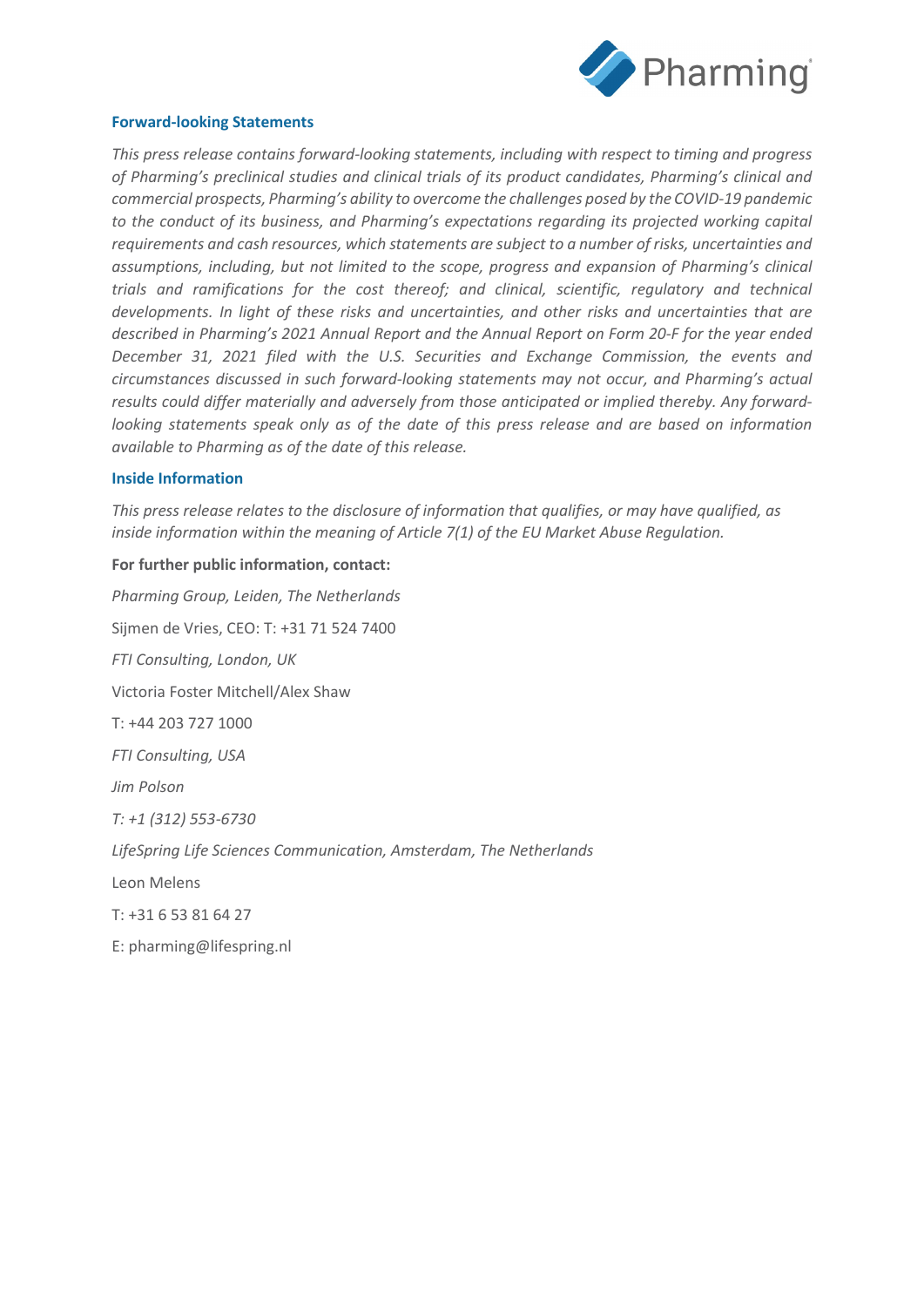### Forward-looking Statements

*This press release contains forward-looking statements, including with respect to timing and progress of Pharming's preclinical studies and clinical trials of its product candidates, Pharming's clinical and commercial prospects, Pharming's ability to overcome the challenges posed by the COVID-19 pandemic to the conduct of its business, and Pharming's expectations regarding its projected working capital requirements and cash resources, which statements are subject to a number of risks, uncertainties and assumptions, including, but not limited to the scope, progress and expansion of Pharming's clinical trials and ramifications for the cost thereof; and clinical, scientific, regulatory and technical developments. In light of these risks and uncertainties, and other risks and uncertainties that are described in Pharming's 2021 Annual Report and the Annual Report on Form 20-F for the year ended December 31, 2021 filed with the U.S. Securities and Exchange Commission, the events and circumstances discussed in such forward-looking statements may not occur, and Pharming's actual results could differ materially and adversely from those anticipated or implied thereby. Any forward-looking statements speak only as of the date of this press release and are based on information available to Pharming as of the date of this release.*

### Inside Information

*This press release relates to the disclosure of information that qualifies, or may have qualified, as inside information within the meaning of Article 7(1) of the EU Market Abuse Regulation.*

**For further public information, contact:**

*Pharming Group, Leiden, The Netherlands*

Sijmen de Vries, CEO: T: +31 71 524 7400

*FTI Consulting, London, UK*

Victoria Foster Mitchell/Alex Shaw

T: +44 203 727 1000

*FTI Consulting, USA*

*Jim Polson*

*T: +1 (312) 553-6730*

*LifeSpring Life Sciences Communication, Amsterdam, The Netherlands*

Leon Melens

T: +31 6 53 81 64 27

E: pharming@lifespring.nl